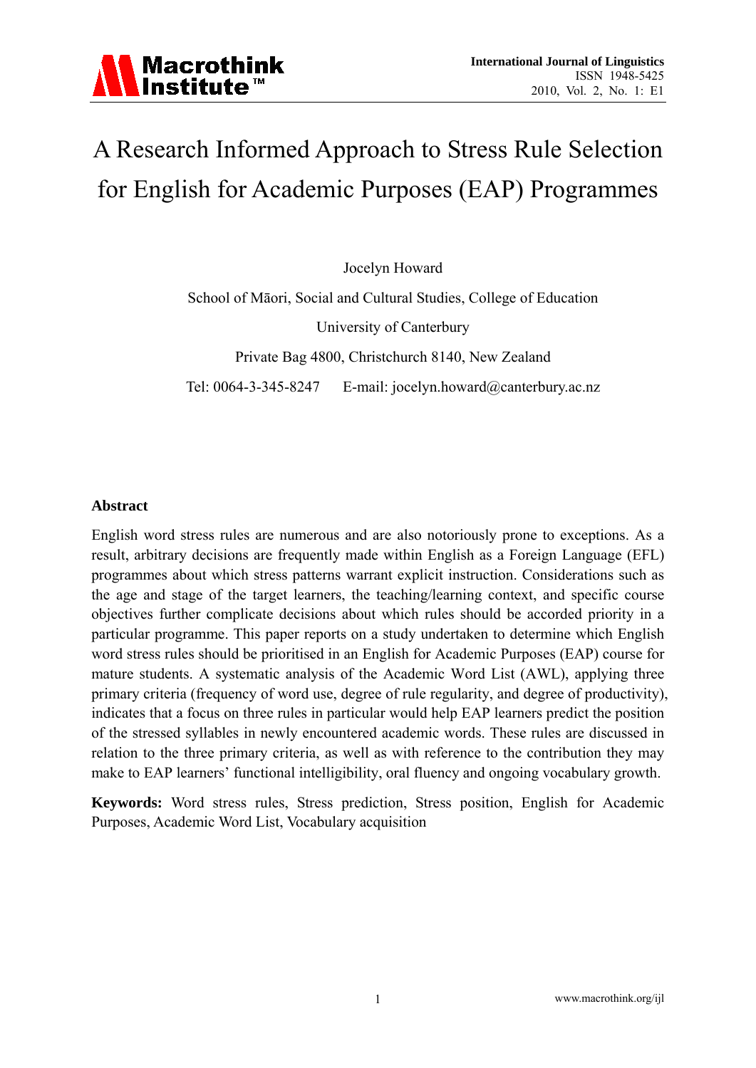# A Research Informed Approach to Stress Rule Selection for English for Academic Purposes (EAP) Programmes

Jocelyn Howard

School of Māori, Social and Cultural Studies, College of Education

University of Canterbury

Private Bag 4800, Christchurch 8140, New Zealand

Tel: 0064-3-345-8247 E-mail: jocelyn.howard@canterbury.ac.nz

## Abstract

English word stress rules are numerous and are also notoriously prone to exceptions. As a result, arbitrary decisions are frequently made within English as a Foreign Language (EFL) programmes about which stress patterns warrant explicit instruction. Considerations such as the age and stage of the target learners, the teaching/learning context, and specific course objectives further complicate decisions about which rules should be accorded priority in a particular programme. This paper reports on a study undertaken to determine which English word stress rules should be prioritised in an English for Academic Purposes (EAP) course for mature students. A systematic analysis of the Academic Word List (AWL), applying three primary criteria (frequency of word use, degree of rule regularity, and degree of productivity), indicates that a focus on three rules in particular would help EAP learners predict the position of the stressed syllables in newly encountered academic words. These rules are discussed in relation to the three primary criteria, as well as with reference to the contribution they may make to EAP learners' functional intelligibility, oral fluency and ongoing vocabulary growth.

**Keywords:** Word stress rules, Stress prediction, Stress position, English for Academic Purposes, Academic Word List, Vocabulary acquisition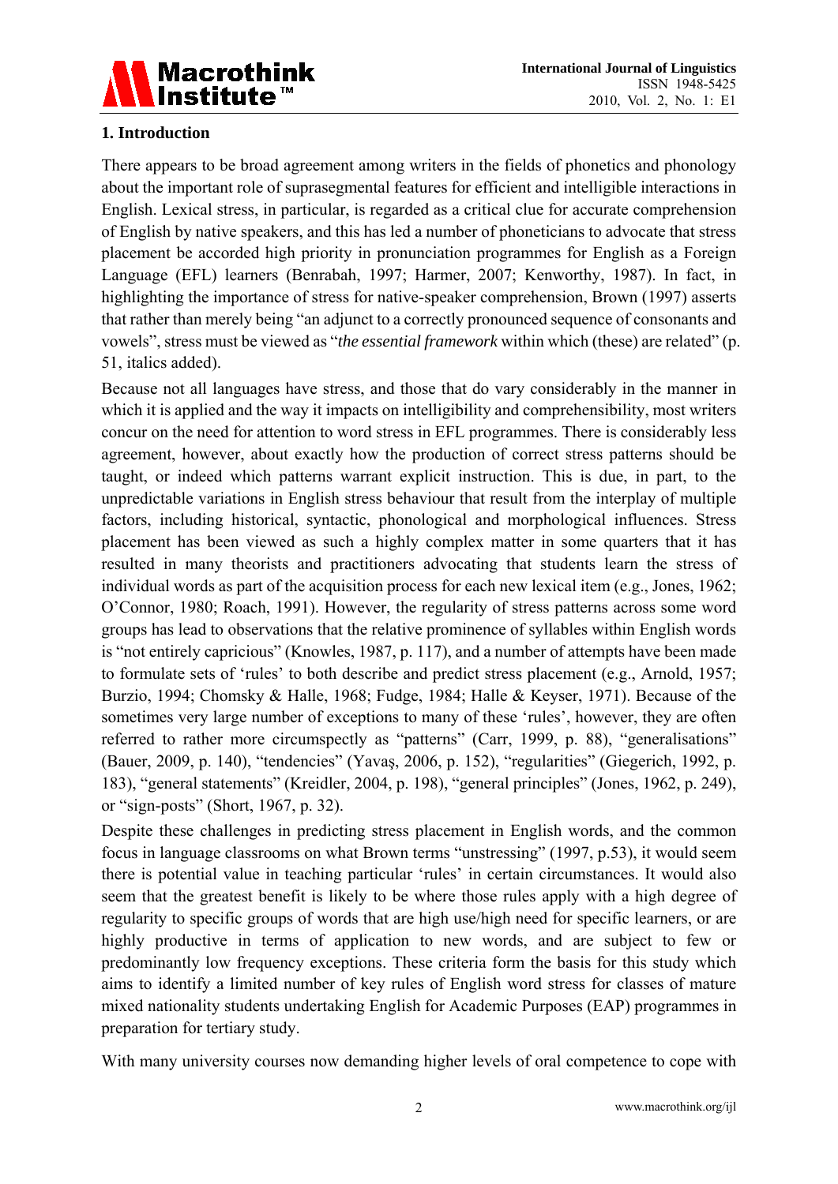## 1. Introduction

There appears to be broad agreement among writers in the fields of phonetics and phonology about the important role of suprasegmental features for efficient and intelligible interactions in English. Lexical stress, in particular, is regarded as a critical clue for accurate comprehension of English by native speakers, and this has led a number of phoneticians to advocate that stress placement be accorded high priority in pronunciation programmes for English as a Foreign Language (EFL) learners (Benrabah, 1997; Harmer, 2007; Kenworthy, 1987). In fact, in highlighting the importance of stress for native-speaker comprehension, Brown (1997) asserts that rather than merely being "an adjunct to a correctly pronounced sequence of consonants and vowels", stress must be viewed as "*the essential framework* within which (these) are related" (p. 51, italics added).

Because not all languages have stress, and those that do vary considerably in the manner in which it is applied and the way it impacts on intelligibility and comprehensibility, most writers concur on the need for attention to word stress in EFL programmes. There is considerably less agreement, however, about exactly how the production of correct stress patterns should be taught, or indeed which patterns warrant explicit instruction. This is due, in part, to the unpredictable variations in English stress behaviour that result from the interplay of multiple factors, including historical, syntactic, phonological and morphological influences. Stress placement has been viewed as such a highly complex matter in some quarters that it has resulted in many theorists and practitioners advocating that students learn the stress of individual words as part of the acquisition process for each new lexical item (e.g., Jones, 1962; O'Connor, 1980; Roach, 1991). However, the regularity of stress patterns across some word groups has lead to observations that the relative prominence of syllables within English words is "not entirely capricious" (Knowles, 1987, p. 117), and a number of attempts have been made to formulate sets of 'rules' to both describe and predict stress placement (e.g., Arnold, 1957; Burzio, 1994; Chomsky & Halle, 1968; Fudge, 1984; Halle & Keyser, 1971). Because of the sometimes very large number of exceptions to many of these 'rules', however, they are often referred to rather more circumspectly as "patterns" (Carr, 1999, p. 88), "generalisations" (Bauer, 2009, p. 140), "tendencies" (Yavaş, 2006, p. 152), "regularities" (Giegerich, 1992, p. 183), "general statements" (Kreidler, 2004, p. 198), "general principles" (Jones, 1962, p. 249), or "sign-posts" (Short, 1967, p. 32).

Despite these challenges in predicting stress placement in English words, and the common focus in language classrooms on what Brown terms "unstressing" (1997, p.53), it would seem there is potential value in teaching particular 'rules' in certain circumstances. It would also seem that the greatest benefit is likely to be where those rules apply with a high degree of regularity to specific groups of words that are high use/high need for specific learners, or are highly productive in terms of application to new words, and are subject to few or predominantly low frequency exceptions. These criteria form the basis for this study which aims to identify a limited number of key rules of English word stress for classes of mature mixed nationality students undertaking English for Academic Purposes (EAP) programmes in preparation for tertiary study.

With many university courses now demanding higher levels of oral competence to cope with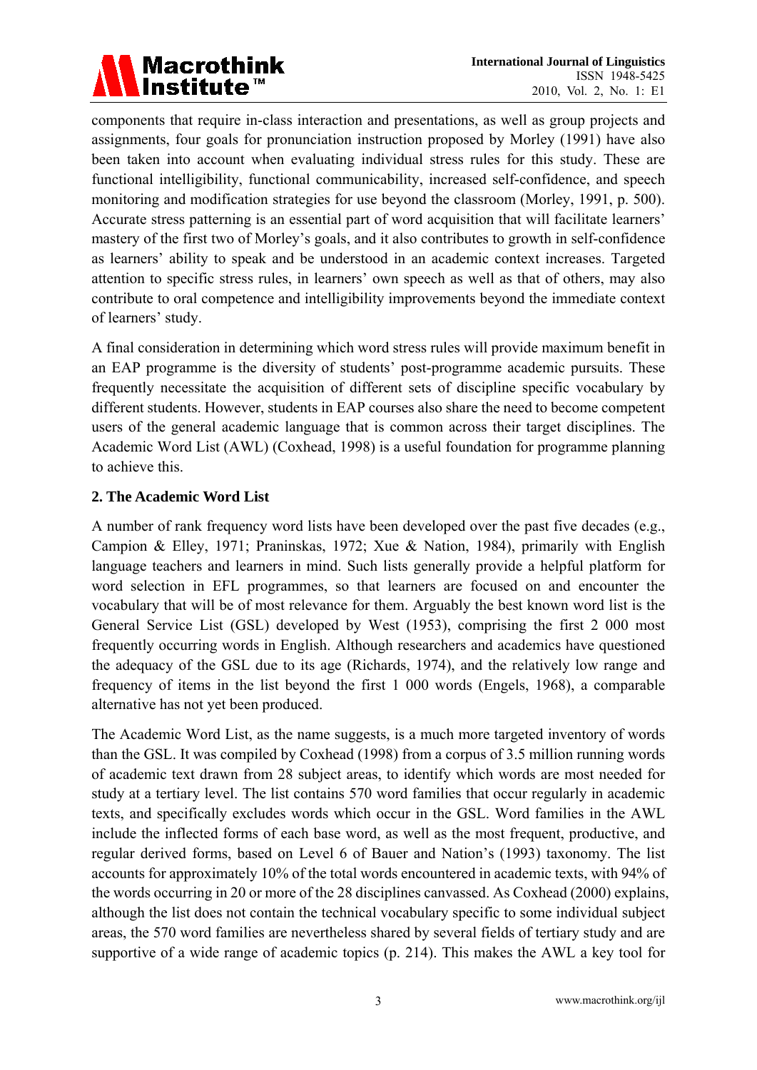components that require in-class interaction and presentations, as well as group projects and assignments, four goals for pronunciation instruction proposed by Morley (1991) have also been taken into account when evaluating individual stress rules for this study. These are functional intelligibility, functional communicability, increased self-confidence, and speech monitoring and modification strategies for use beyond the classroom (Morley, 1991, p. 500). Accurate stress patterning is an essential part of word acquisition that will facilitate learners' mastery of the first two of Morley's goals, and it also contributes to growth in self-confidence as learners' ability to speak and be understood in an academic context increases. Targeted attention to specific stress rules, in learners' own speech as well as that of others, may also contribute to oral competence and intelligibility improvements beyond the immediate context of learners' study.

A final consideration in determining which word stress rules will provide maximum benefit in an EAP programme is the diversity of students' post-programme academic pursuits. These frequently necessitate the acquisition of different sets of discipline specific vocabulary by different students. However, students in EAP courses also share the need to become competent users of the general academic language that is common across their target disciplines. The Academic Word List (AWL) (Coxhead, 1998) is a useful foundation for programme planning to achieve this.

## 2. The Academic Word List

A number of rank frequency word lists have been developed over the past five decades (e.g., Campion & Elley, 1971; Praninskas, 1972; Xue & Nation, 1984), primarily with English language teachers and learners in mind. Such lists generally provide a helpful platform for word selection in EFL programmes, so that learners are focused on and encounter the vocabulary that will be of most relevance for them. Arguably the best known word list is the General Service List (GSL) developed by West (1953), comprising the first 2 000 most frequently occurring words in English. Although researchers and academics have questioned the adequacy of the GSL due to its age (Richards, 1974), and the relatively low range and frequency of items in the list beyond the first 1 000 words (Engels, 1968), a comparable alternative has not yet been produced.

The Academic Word List, as the name suggests, is a much more targeted inventory of words than the GSL. It was compiled by Coxhead (1998) from a corpus of 3.5 million running words of academic text drawn from 28 subject areas, to identify which words are most needed for study at a tertiary level. The list contains 570 word families that occur regularly in academic texts, and specifically excludes words which occur in the GSL. Word families in the AWL include the inflected forms of each base word, as well as the most frequent, productive, and regular derived forms, based on Level 6 of Bauer and Nation's (1993) taxonomy. The list accounts for approximately 10% of the total words encountered in academic texts, with 94% of the words occurring in 20 or more of the 28 disciplines canvassed. As Coxhead (2000) explains, although the list does not contain the technical vocabulary specific to some individual subject areas, the 570 word families are nevertheless shared by several fields of tertiary study and are supportive of a wide range of academic topics (p. 214). This makes the AWL a key tool for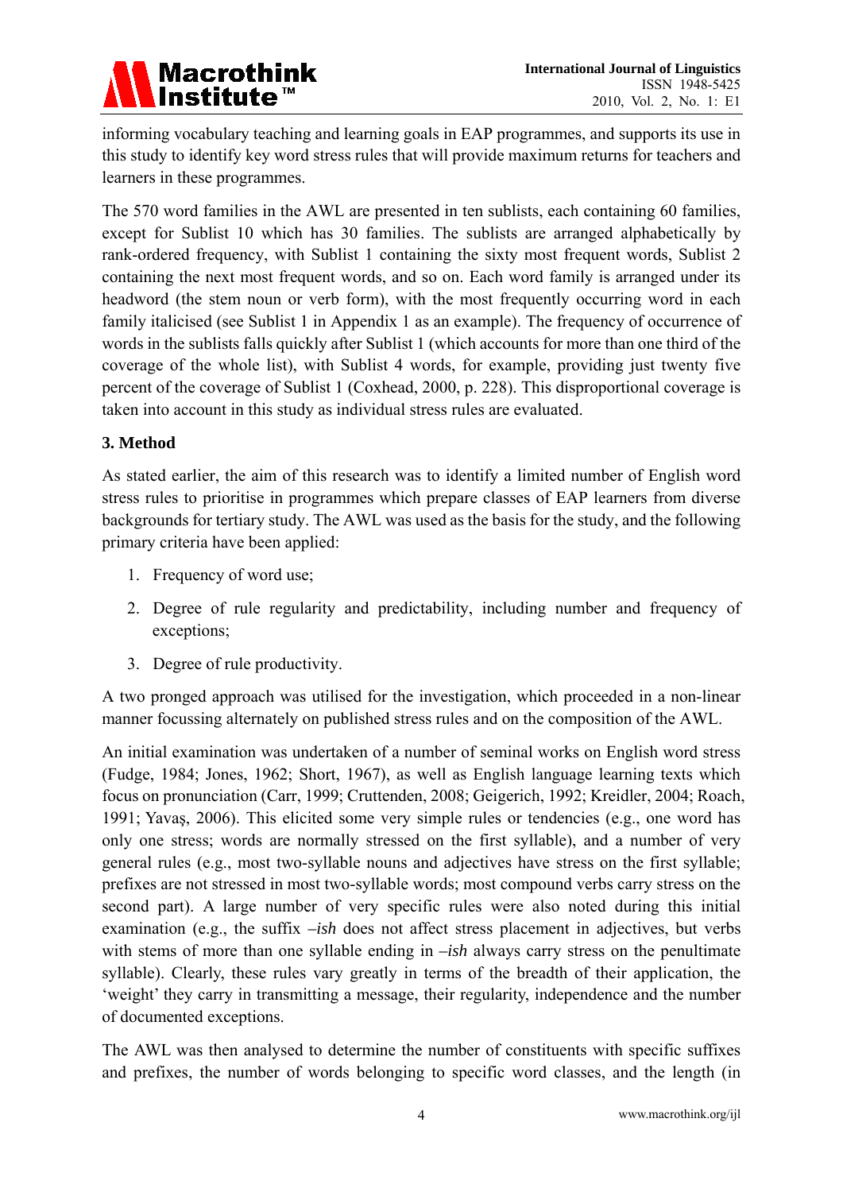informing vocabulary teaching and learning goals in EAP programmes, and supports its use in this study to identify key word stress rules that will provide maximum returns for teachers and learners in these programmes.

The 570 word families in the AWL are presented in ten sublists, each containing 60 families, except for Sublist 10 which has 30 families. The sublists are arranged alphabetically by rank-ordered frequency, with Sublist 1 containing the sixty most frequent words, Sublist 2 containing the next most frequent words, and so on. Each word family is arranged under its headword (the stem noun or verb form), with the most frequently occurring word in each family italicised (see Sublist 1 in Appendix 1 as an example). The frequency of occurrence of words in the sublists falls quickly after Sublist 1 (which accounts for more than one third of the coverage of the whole list), with Sublist 4 words, for example, providing just twenty five percent of the coverage of Sublist 1 (Coxhead, 2000, p. 228). This disproportional coverage is taken into account in this study as individual stress rules are evaluated.

## 3. Method

As stated earlier, the aim of this research was to identify a limited number of English word stress rules to prioritise in programmes which prepare classes of EAP learners from diverse backgrounds for tertiary study. The AWL was used as the basis for the study, and the following primary criteria have been applied:

1. Frequency of word use;
2. Degree of rule regularity and predictability, including number and frequency of exceptions;
3. Degree of rule productivity.

A two pronged approach was utilised for the investigation, which proceeded in a non-linear manner focussing alternately on published stress rules and on the composition of the AWL.

An initial examination was undertaken of a number of seminal works on English word stress (Fudge, 1984; Jones, 1962; Short, 1967), as well as English language learning texts which focus on pronunciation (Carr, 1999; Cruttenden, 2008; Geigerich, 1992; Kreidler, 2004; Roach, 1991; Yavaş, 2006). This elicited some very simple rules or tendencies (e.g., one word has only one stress; words are normally stressed on the first syllable), and a number of very general rules (e.g., most two-syllable nouns and adjectives have stress on the first syllable; prefixes are not stressed in most two-syllable words; most compound verbs carry stress on the second part). A large number of very specific rules were also noted during this initial examination (e.g., the suffix *–ish* does not affect stress placement in adjectives, but verbs with stems of more than one syllable ending in *–ish* always carry stress on the penultimate syllable). Clearly, these rules vary greatly in terms of the breadth of their application, the 'weight' they carry in transmitting a message, their regularity, independence and the number of documented exceptions.

The AWL was then analysed to determine the number of constituents with specific suffixes and prefixes, the number of words belonging to specific word classes, and the length (in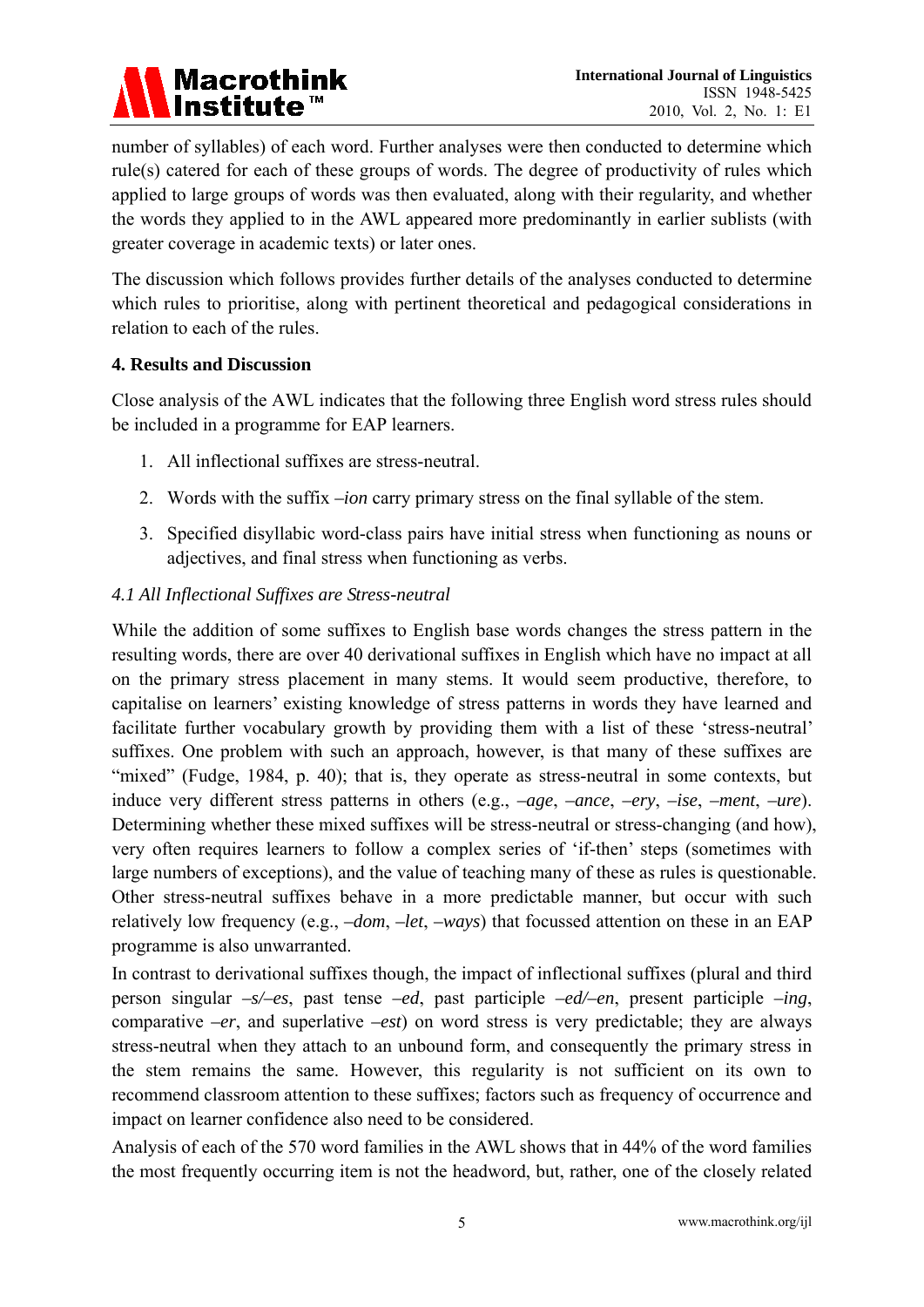number of syllables) of each word. Further analyses were then conducted to determine which rule(s) catered for each of these groups of words. The degree of productivity of rules which applied to large groups of words was then evaluated, along with their regularity, and whether the words they applied to in the AWL appeared more predominantly in earlier sublists (with greater coverage in academic texts) or later ones.

The discussion which follows provides further details of the analyses conducted to determine which rules to prioritise, along with pertinent theoretical and pedagogical considerations in relation to each of the rules.

## 4. Results and Discussion

Close analysis of the AWL indicates that the following three English word stress rules should be included in a programme for EAP learners.

1. All inflectional suffixes are stress-neutral.
2. Words with the suffix *–ion* carry primary stress on the final syllable of the stem.
3. Specified disyllabic word-class pairs have initial stress when functioning as nouns or adjectives, and final stress when functioning as verbs.

### *4.1 All Inflectional Suffixes are Stress-neutral*

While the addition of some suffixes to English base words changes the stress pattern in the resulting words, there are over 40 derivational suffixes in English which have no impact at all on the primary stress placement in many stems. It would seem productive, therefore, to capitalise on learners' existing knowledge of stress patterns in words they have learned and facilitate further vocabulary growth by providing them with a list of these 'stress-neutral' suffixes. One problem with such an approach, however, is that many of these suffixes are "mixed" (Fudge, 1984, p. 40); that is, they operate as stress-neutral in some contexts, but induce very different stress patterns in others (e.g., *–age*, *–ance*, *–ery*, *–ise*, *–ment*, *–ure*). Determining whether these mixed suffixes will be stress-neutral or stress-changing (and how), very often requires learners to follow a complex series of 'if-then' steps (sometimes with large numbers of exceptions), and the value of teaching many of these as rules is questionable. Other stress-neutral suffixes behave in a more predictable manner, but occur with such relatively low frequency (e.g., *–dom*, *–let*, *–ways*) that focussed attention on these in an EAP programme is also unwarranted.

In contrast to derivational suffixes though, the impact of inflectional suffixes (plural and third person singular *–s/–es*, past tense *–ed*, past participle *–ed/–en*, present participle *–ing*, comparative *–er*, and superlative *–est*) on word stress is very predictable; they are always stress-neutral when they attach to an unbound form, and consequently the primary stress in the stem remains the same. However, this regularity is not sufficient on its own to recommend classroom attention to these suffixes; factors such as frequency of occurrence and impact on learner confidence also need to be considered.

Analysis of each of the 570 word families in the AWL shows that in 44% of the word families the most frequently occurring item is not the headword, but, rather, one of the closely related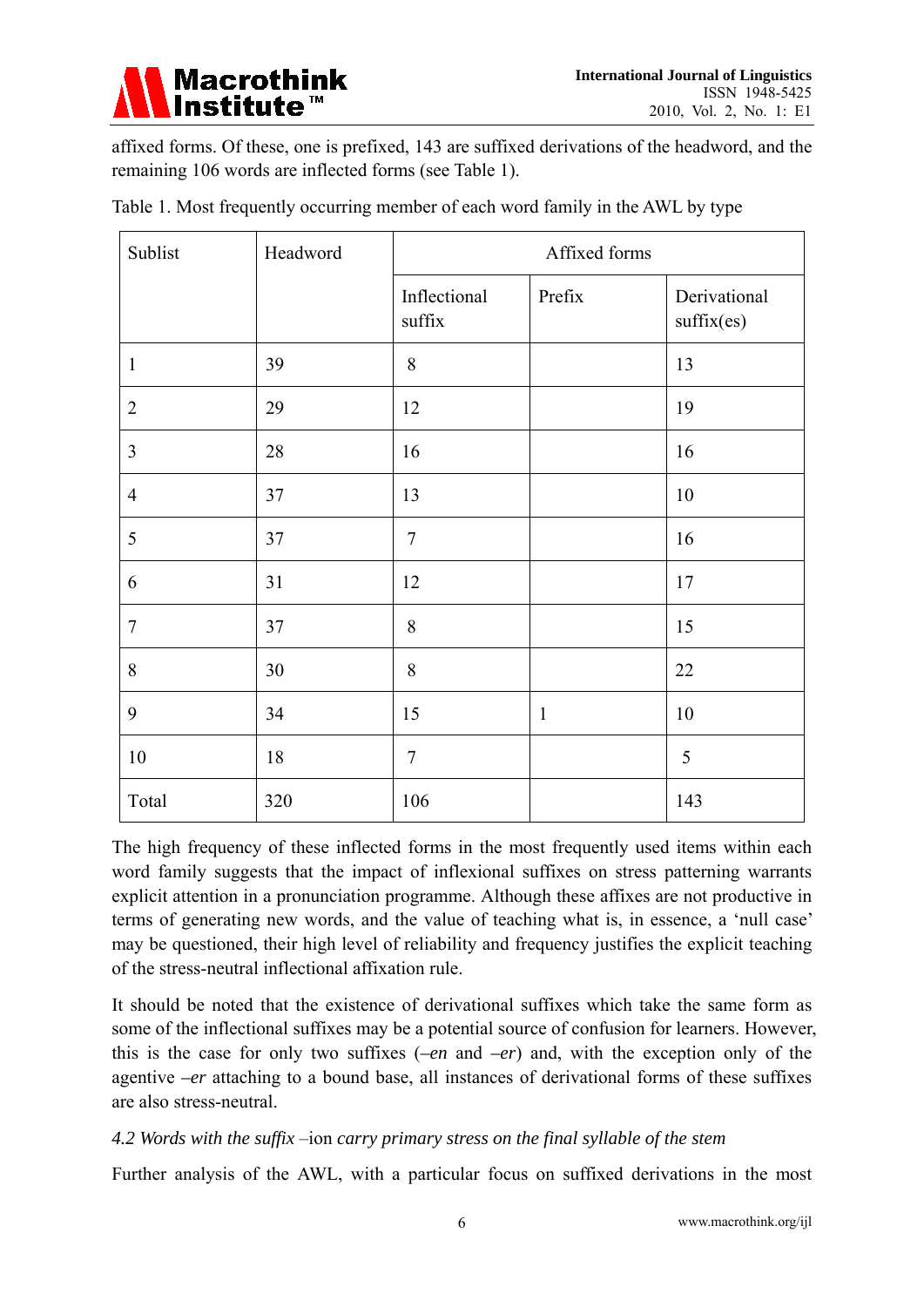affixed forms. Of these, one is prefixed, 143 are suffixed derivations of the headword, and the remaining 106 words are inflected forms (see Table 1).

Table 1. Most frequently occurring member of each word family in the AWL by type

| Sublist | Headword | Affixed forms | | |
|---|---|---|---|---|
| | | Inflectional suffix | Prefix | Derivational suffix(es) |
| 1 | 39 | 8 | | 13 |
| 2 | 29 | 12 | | 19 |
| 3 | 28 | 16 | | 16 |
| 4 | 37 | 13 | | 10 |
| 5 | 37 | 7 | | 16 |
| 6 | 31 | 12 | | 17 |
| 7 | 37 | 8 | | 15 |
| 8 | 30 | 8 | | 22 |
| 9 | 34 | 15 | 1 | 10 |
| 10 | 18 | 7 | | 5 |
| Total | 320 | 106 | | 143 |

The high frequency of these inflected forms in the most frequently used items within each word family suggests that the impact of inflexional suffixes on stress patterning warrants explicit attention in a pronunciation programme. Although these affixes are not productive in terms of generating new words, and the value of teaching what is, in essence, a 'null case' may be questioned, their high level of reliability and frequency justifies the explicit teaching of the stress-neutral inflectional affixation rule.

It should be noted that the existence of derivational suffixes which take the same form as some of the inflectional suffixes may be a potential source of confusion for learners. However, this is the case for only two suffixes (*–en* and *–er*) and, with the exception only of the agentive *–er* attaching to a bound base, all instances of derivational forms of these suffixes are also stress-neutral.

### *4.2 Words with the suffix* –ion *carry primary stress on the final syllable of the stem*

Further analysis of the AWL, with a particular focus on suffixed derivations in the most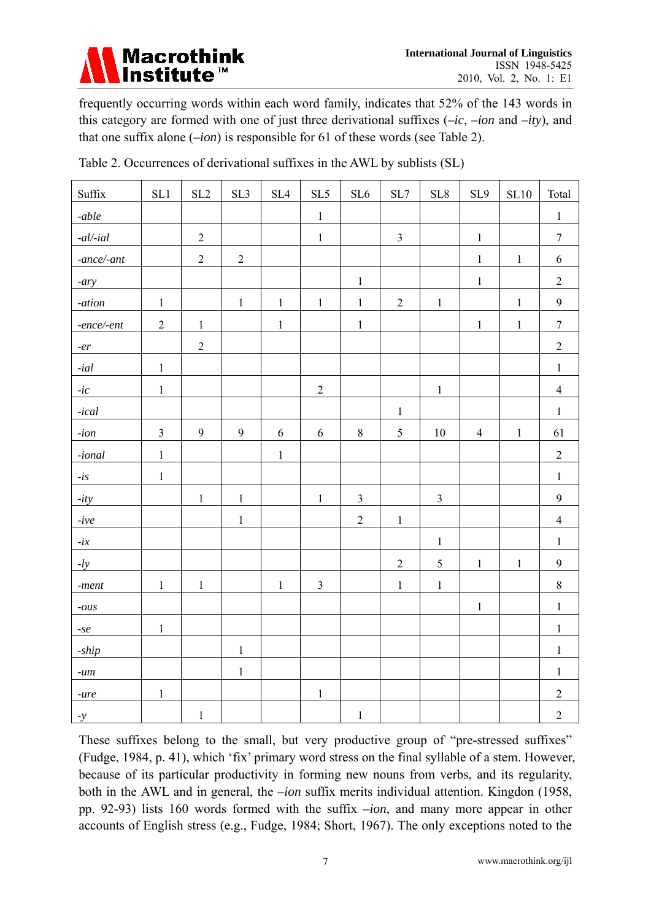frequently occurring words within each word family, indicates that 52% of the 143 words in this category are formed with one of just three derivational suffixes (*–ic*, *–ion* and *–ity*), and that one suffix alone (*–ion*) is responsible for 61 of these words (see Table 2).

Table 2. Occurrences of derivational suffixes in the AWL by sublists (SL)

| Suffix | SL1 | SL2 | SL3 | SL4 | SL5 | SL6 | SL7 | SL8 | SL9 | SL10 | Total |
|---|---|---|---|---|---|---|---|---|---|---|---|
| *-able* | | | | | 1 | | | | | | 1 |
| *-al/-ial* | | 2 | | | 1 | | 3 | | 1 | | 7 |
| *-ance/-ant* | | 2 | 2 | | | | | | 1 | 1 | 6 |
| *-ary* | | | | | | 1 | | | 1 | | 2 |
| *-ation* | 1 | | 1 | 1 | 1 | 1 | 2 | 1 | | 1 | 9 |
| *-ence/-ent* | 2 | 1 | | 1 | | 1 | | | 1 | 1 | 7 |
| *-er* | | 2 | | | | | | | | | 2 |
| *-ial* | 1 | | | | | | | | | | 1 |
| *-ic* | 1 | | | | 2 | | | 1 | | | 4 |
| *-ical* | | | | | | | 1 | | | | 1 |
| *-ion* | 3 | 9 | 9 | 6 | 6 | 8 | 5 | 10 | 4 | 1 | 61 |
| *-ional* | 1 | | | 1 | | | | | | | 2 |
| *-is* | 1 | | | | | | | | | | 1 |
| *-ity* | | 1 | 1 | | 1 | 3 | | 3 | | | 9 |
| *-ive* | | | 1 | | | 2 | 1 | | | | 4 |
| *-ix* | | | | | | | | 1 | | | 1 |
| *-ly* | | | | | | | 2 | 5 | 1 | 1 | 9 |
| *-ment* | 1 | 1 | | 1 | 3 | | 1 | 1 | | | 8 |
| *-ous* | | | | | | | | | 1 | | 1 |
| *-se* | 1 | | | | | | | | | | 1 |
| *-ship* | | | 1 | | | | | | | | 1 |
| *-um* | | | 1 | | | | | | | | 1 |
| *-ure* | 1 | | | | 1 | | | | | | 2 |
| *-y* | | 1 | | | | 1 | | | | | 2 |

These suffixes belong to the small, but very productive group of "pre-stressed suffixes" (Fudge, 1984, p. 41), which 'fix' primary word stress on the final syllable of a stem. However, because of its particular productivity in forming new nouns from verbs, and its regularity, both in the AWL and in general, the *–ion* suffix merits individual attention. Kingdon (1958, pp. 92-93) lists 160 words formed with the suffix *–ion*, and many more appear in other accounts of English stress (e.g., Fudge, 1984; Short, 1967). The only exceptions noted to the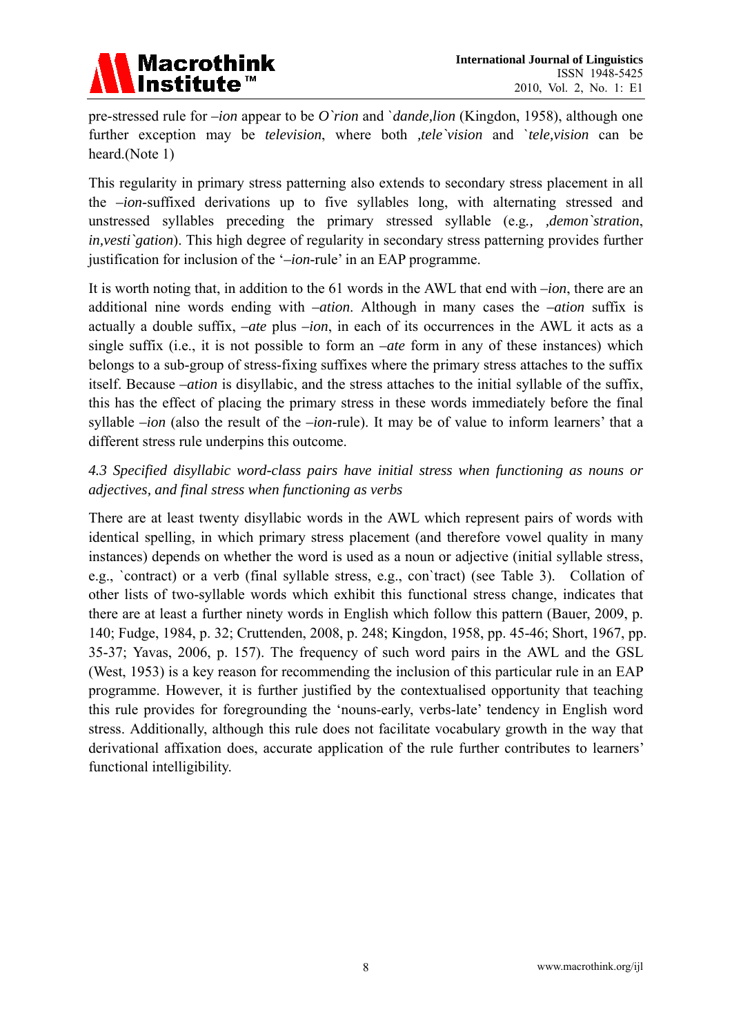pre-stressed rule for *–ion* appear to be *O`rion* and *`dande,lion* (Kingdon, 1958), although one further exception may be *television*, where both *,tele`vision* and *`tele,vision* can be heard.(Note 1)

This regularity in primary stress patterning also extends to secondary stress placement in all the *–ion*-suffixed derivations up to five syllables long, with alternating stressed and unstressed syllables preceding the primary stressed syllable (e.g*., ,demon`stration*, *in,vesti`gation*). This high degree of regularity in secondary stress patterning provides further justification for inclusion of the '*–ion*-rule' in an EAP programme.

It is worth noting that, in addition to the 61 words in the AWL that end with *–ion*, there are an additional nine words ending with *–ation*. Although in many cases the *–ation* suffix is actually a double suffix, *–ate* plus *–ion*, in each of its occurrences in the AWL it acts as a single suffix (i.e., it is not possible to form an *–ate* form in any of these instances) which belongs to a sub-group of stress-fixing suffixes where the primary stress attaches to the suffix itself. Because *–ation* is disyllabic, and the stress attaches to the initial syllable of the suffix, this has the effect of placing the primary stress in these words immediately before the final syllable *–ion* (also the result of the *–ion*-rule). It may be of value to inform learners' that a different stress rule underpins this outcome.

### *4.3 Specified disyllabic word-class pairs have initial stress when functioning as nouns or adjectives, and final stress when functioning as verbs*

There are at least twenty disyllabic words in the AWL which represent pairs of words with identical spelling, in which primary stress placement (and therefore vowel quality in many instances) depends on whether the word is used as a noun or adjective (initial syllable stress, e.g., `contract) or a verb (final syllable stress, e.g., con`tract) (see Table 3). Collation of other lists of two-syllable words which exhibit this functional stress change, indicates that there are at least a further ninety words in English which follow this pattern (Bauer, 2009, p. 140; Fudge, 1984, p. 32; Cruttenden, 2008, p. 248; Kingdon, 1958, pp. 45-46; Short, 1967, pp. 35-37; Yavas, 2006, p. 157). The frequency of such word pairs in the AWL and the GSL (West, 1953) is a key reason for recommending the inclusion of this particular rule in an EAP programme. However, it is further justified by the contextualised opportunity that teaching this rule provides for foregrounding the 'nouns-early, verbs-late' tendency in English word stress. Additionally, although this rule does not facilitate vocabulary growth in the way that derivational affixation does, accurate application of the rule further contributes to learners' functional intelligibility.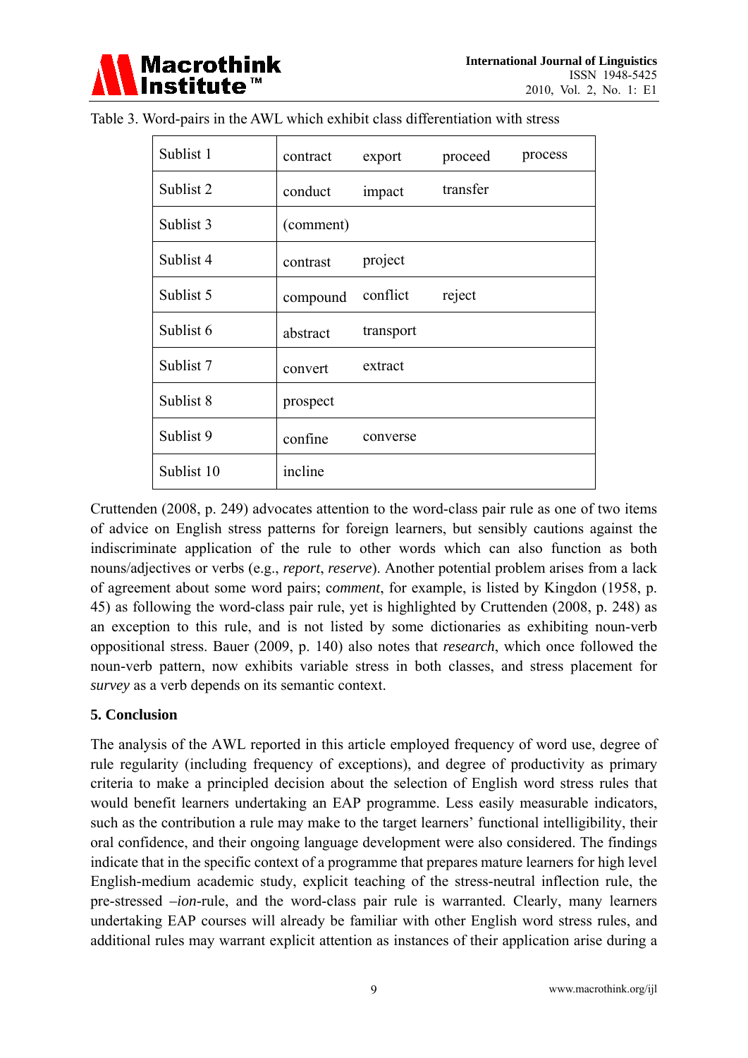Table 3. Word-pairs in the AWL which exhibit class differentiation with stress

| | | | | |
|---|---|---|---|---|
| Sublist 1 | contract | export | proceed | process |
| Sublist 2 | conduct | impact | transfer | |
| Sublist 3 | (comment) | | | |
| Sublist 4 | contrast | project | | |
| Sublist 5 | compound | conflict | reject | |
| Sublist 6 | abstract | transport | | |
| Sublist 7 | convert | extract | | |
| Sublist 8 | prospect | | | |
| Sublist 9 | confine | converse | | |
| Sublist 10 | incline | | | |

Cruttenden (2008, p. 249) advocates attention to the word-class pair rule as one of two items of advice on English stress patterns for foreign learners, but sensibly cautions against the indiscriminate application of the rule to other words which can also function as both nouns/adjectives or verbs (e.g., *report*, *reserve*). Another potential problem arises from a lack of agreement about some word pairs; c*omment*, for example, is listed by Kingdon (1958, p. 45) as following the word-class pair rule, yet is highlighted by Cruttenden (2008, p. 248) as an exception to this rule, and is not listed by some dictionaries as exhibiting noun-verb oppositional stress. Bauer (2009, p. 140) also notes that *research*, which once followed the noun-verb pattern, now exhibits variable stress in both classes, and stress placement for *survey* as a verb depends on its semantic context.

## 5. Conclusion

The analysis of the AWL reported in this article employed frequency of word use, degree of rule regularity (including frequency of exceptions), and degree of productivity as primary criteria to make a principled decision about the selection of English word stress rules that would benefit learners undertaking an EAP programme. Less easily measurable indicators, such as the contribution a rule may make to the target learners' functional intelligibility, their oral confidence, and their ongoing language development were also considered. The findings indicate that in the specific context of a programme that prepares mature learners for high level English-medium academic study, explicit teaching of the stress-neutral inflection rule, the pre-stressed *–ion*-rule, and the word-class pair rule is warranted. Clearly, many learners undertaking EAP courses will already be familiar with other English word stress rules, and additional rules may warrant explicit attention as instances of their application arise during a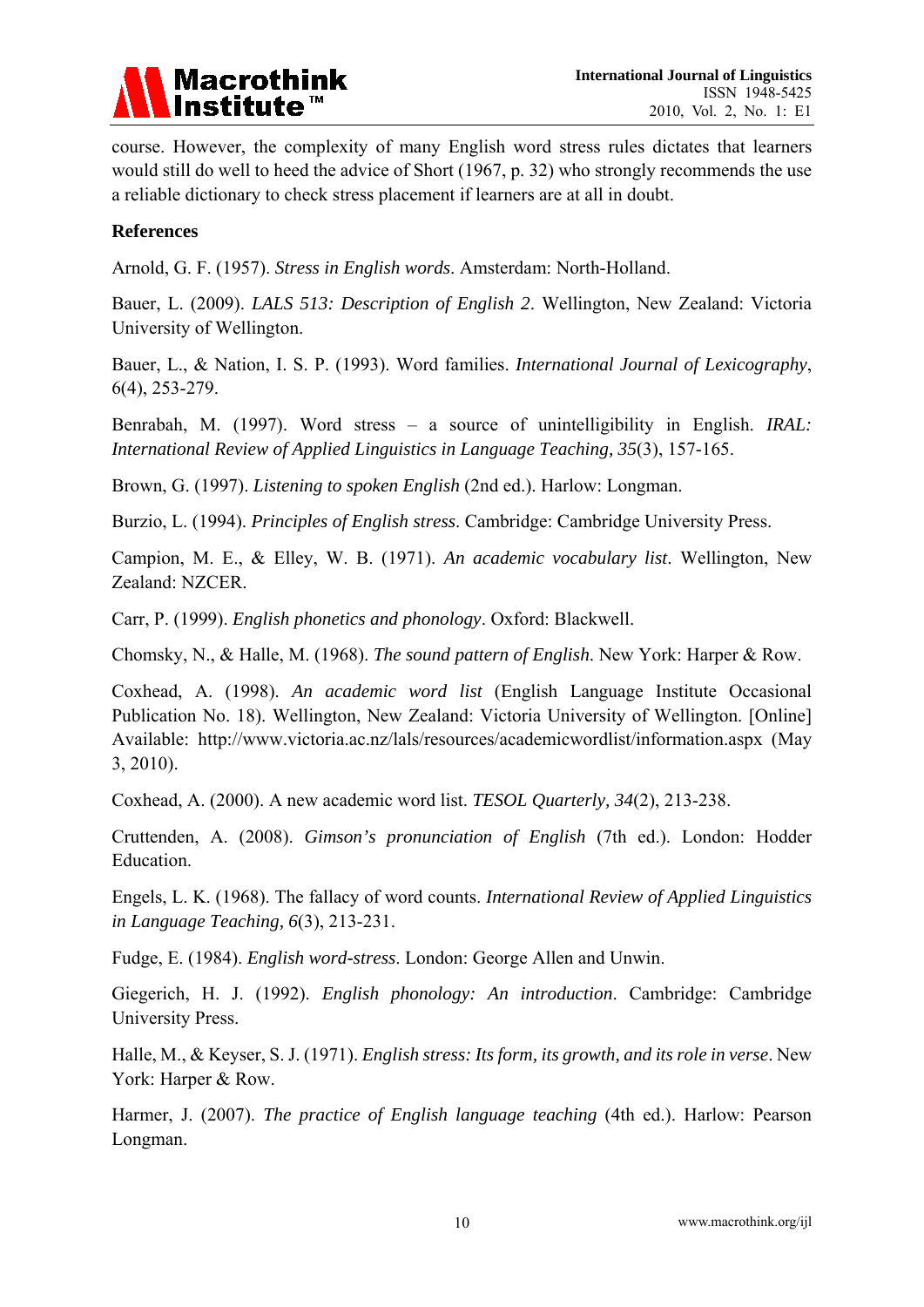course. However, the complexity of many English word stress rules dictates that learners would still do well to heed the advice of Short (1967, p. 32) who strongly recommends the use a reliable dictionary to check stress placement if learners are at all in doubt.

**References**

Arnold, G. F. (1957). *Stress in English words*. Amsterdam: North-Holland.

Bauer, L. (2009). *LALS 513: Description of English 2*. Wellington, New Zealand: Victoria University of Wellington.

Bauer, L., & Nation, I. S. P. (1993). Word families. *International Journal of Lexicography*, 6(4), 253-279.

Benrabah, M. (1997). Word stress – a source of unintelligibility in English. *IRAL: International Review of Applied Linguistics in Language Teaching, 35*(3), 157-165.

Brown, G. (1997). *Listening to spoken English* (2nd ed.). Harlow: Longman.

Burzio, L. (1994). *Principles of English stress*. Cambridge: Cambridge University Press.

Campion, M. E., & Elley, W. B. (1971). *An academic vocabulary list*. Wellington, New Zealand: NZCER.

Carr, P. (1999). *English phonetics and phonology*. Oxford: Blackwell.

Chomsky, N., & Halle, M. (1968). *The sound pattern of English*. New York: Harper & Row.

Coxhead, A. (1998). *An academic word list* (English Language Institute Occasional Publication No. 18). Wellington, New Zealand: Victoria University of Wellington. [Online] Available: http://www.victoria.ac.nz/lals/resources/academicwordlist/information.aspx (May 3, 2010).

Coxhead, A. (2000). A new academic word list. *TESOL Quarterly, 34*(2), 213-238.

Cruttenden, A. (2008). *Gimson's pronunciation of English* (7th ed.). London: Hodder Education.

Engels, L. K. (1968). The fallacy of word counts. *International Review of Applied Linguistics in Language Teaching, 6*(3), 213-231.

Fudge, E. (1984). *English word-stress*. London: George Allen and Unwin.

Giegerich, H. J. (1992). *English phonology: An introduction*. Cambridge: Cambridge University Press.

Halle, M., & Keyser, S. J. (1971). *English stress: Its form, its growth, and its role in verse*. New York: Harper & Row.

Harmer, J. (2007). *The practice of English language teaching* (4th ed.). Harlow: Pearson Longman.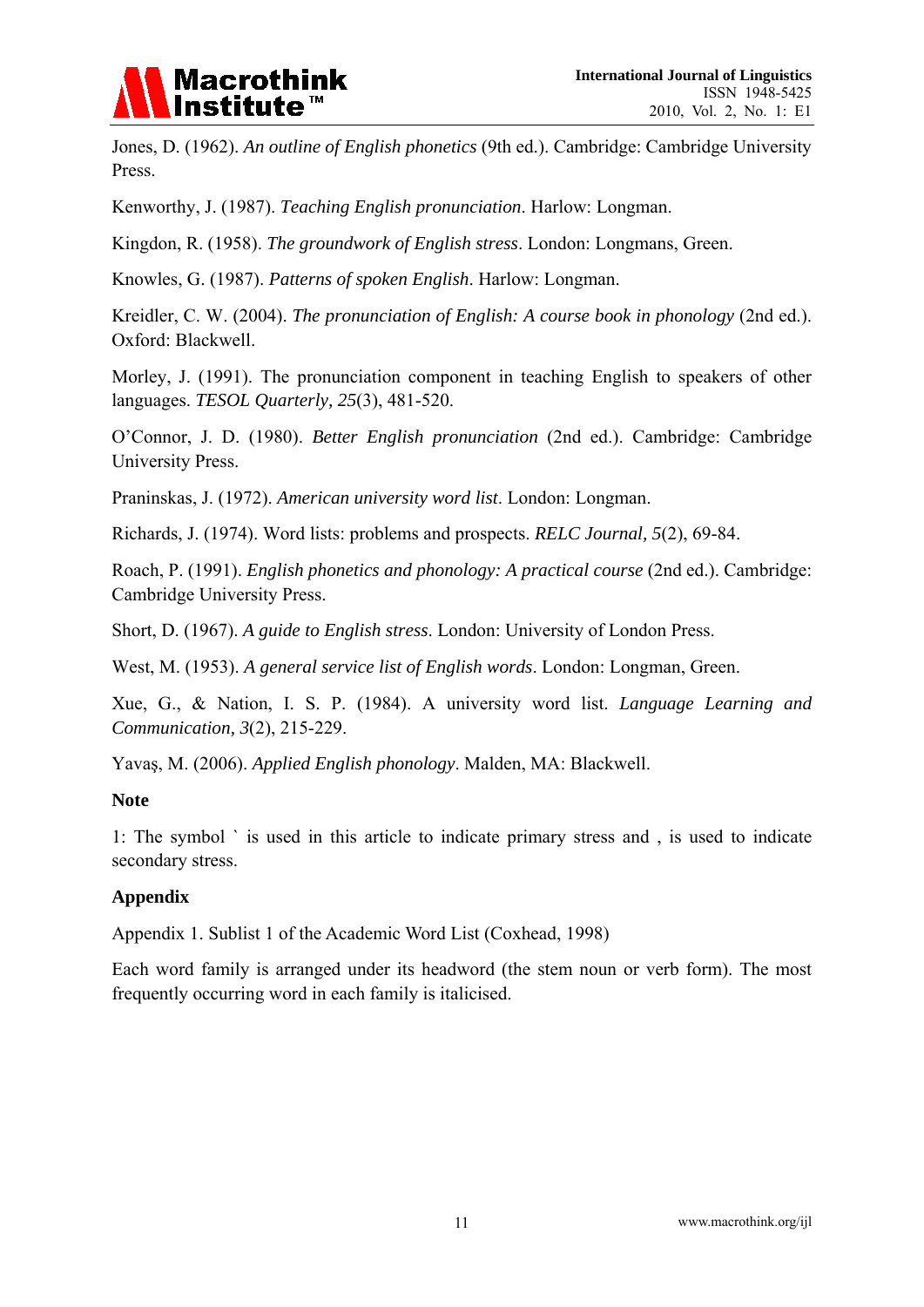Jones, D. (1962). *An outline of English phonetics* (9th ed.). Cambridge: Cambridge University Press.

Kenworthy, J. (1987). *Teaching English pronunciation*. Harlow: Longman.

Kingdon, R. (1958). *The groundwork of English stress*. London: Longmans, Green.

Knowles, G. (1987). *Patterns of spoken English*. Harlow: Longman.

Kreidler, C. W. (2004). *The pronunciation of English: A course book in phonology* (2nd ed.). Oxford: Blackwell.

Morley, J. (1991). The pronunciation component in teaching English to speakers of other languages. *TESOL Quarterly, 25*(3), 481-520.

O'Connor, J. D. (1980). *Better English pronunciation* (2nd ed.). Cambridge: Cambridge University Press.

Praninskas, J. (1972). *American university word list*. London: Longman.

Richards, J. (1974). Word lists: problems and prospects. *RELC Journal, 5*(2), 69-84.

Roach, P. (1991). *English phonetics and phonology: A practical course* (2nd ed.). Cambridge: Cambridge University Press.

Short, D. (1967). *A guide to English stress*. London: University of London Press.

West, M. (1953). *A general service list of English words*. London: Longman, Green.

Xue, G., & Nation, I. S. P. (1984). A university word list. *Language Learning and Communication, 3*(2), 215-229.

Yavaş, M. (2006). *Applied English phonology*. Malden, MA: Blackwell.

**Note**

1: The symbol ` is used in this article to indicate primary stress and , is used to indicate secondary stress.

**Appendix**

Appendix 1. Sublist 1 of the Academic Word List (Coxhead, 1998)

Each word family is arranged under its headword (the stem noun or verb form). The most frequently occurring word in each family is italicised.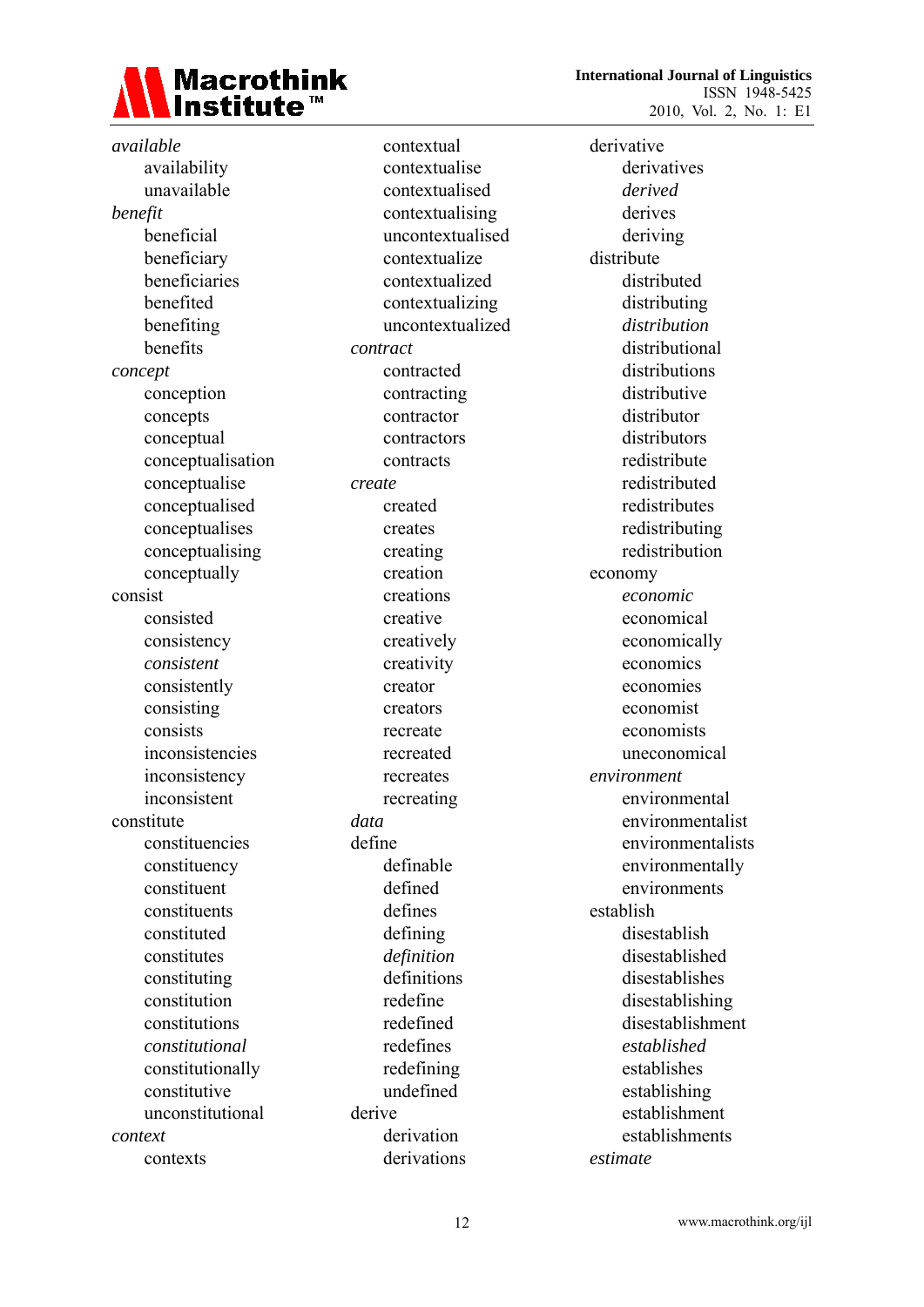*available*
- availability
- unavailable

*benefit*
- beneficial
- beneficiary
- beneficiaries
- benefited
- benefiting
- benefits

*concept*
- conception
- concepts
- conceptual
- conceptualisation
- conceptualise
- conceptualised
- conceptualises
- conceptualising
- conceptually

consist
- consisted
- consistency
- *consistent*
- consistently
- consisting
- consists
- inconsistencies
- inconsistency
- inconsistent

constitute
- constituencies
- constituency
- constituent
- constituents
- constituted
- constitutes
- constituting
- constitution
- constitutions
- *constitutional*
- constitutionally
- constitutive
- unconstitutional

*context*
- contexts
- contextual
- contextualise
- contextualised
- contextualising
- uncontextualised
- contextualize
- contextualized
- contextualizing
- uncontextualized

*contract*
- contracted
- contracting
- contractor
- contractors
- contracts

*create*
- created
- creates
- creating
- creation
- creations
- creative
- creatively
- creativity
- creator
- creators
- recreate
- recreated
- recreates
- recreating

*data*

define
- definable
- defined
- defines
- defining
- *definition*
- definitions
- redefine
- redefined
- redefines
- redefining
- undefined

derive
- derivation
- derivations
- derivative
- derivatives
- *derived*
- derives
- deriving

distribute
- distributed
- distributing
- *distribution*
- distributional
- distributions
- distributive
- distributor
- distributors
- redistribute
- redistributed
- redistributes
- redistributing
- redistribution

economy
- *economic*
- economical
- economically
- economics
- economies
- economist
- economists
- uneconomical

*environment*
- environmental
- environmentalist
- environmentalists
- environmentally
- environments

establish
- disestablish
- disestablished
- disestablishes
- disestablishing
- disestablishment
- *established*
- establishes
- establishing
- establishment
- establishments

*estimate*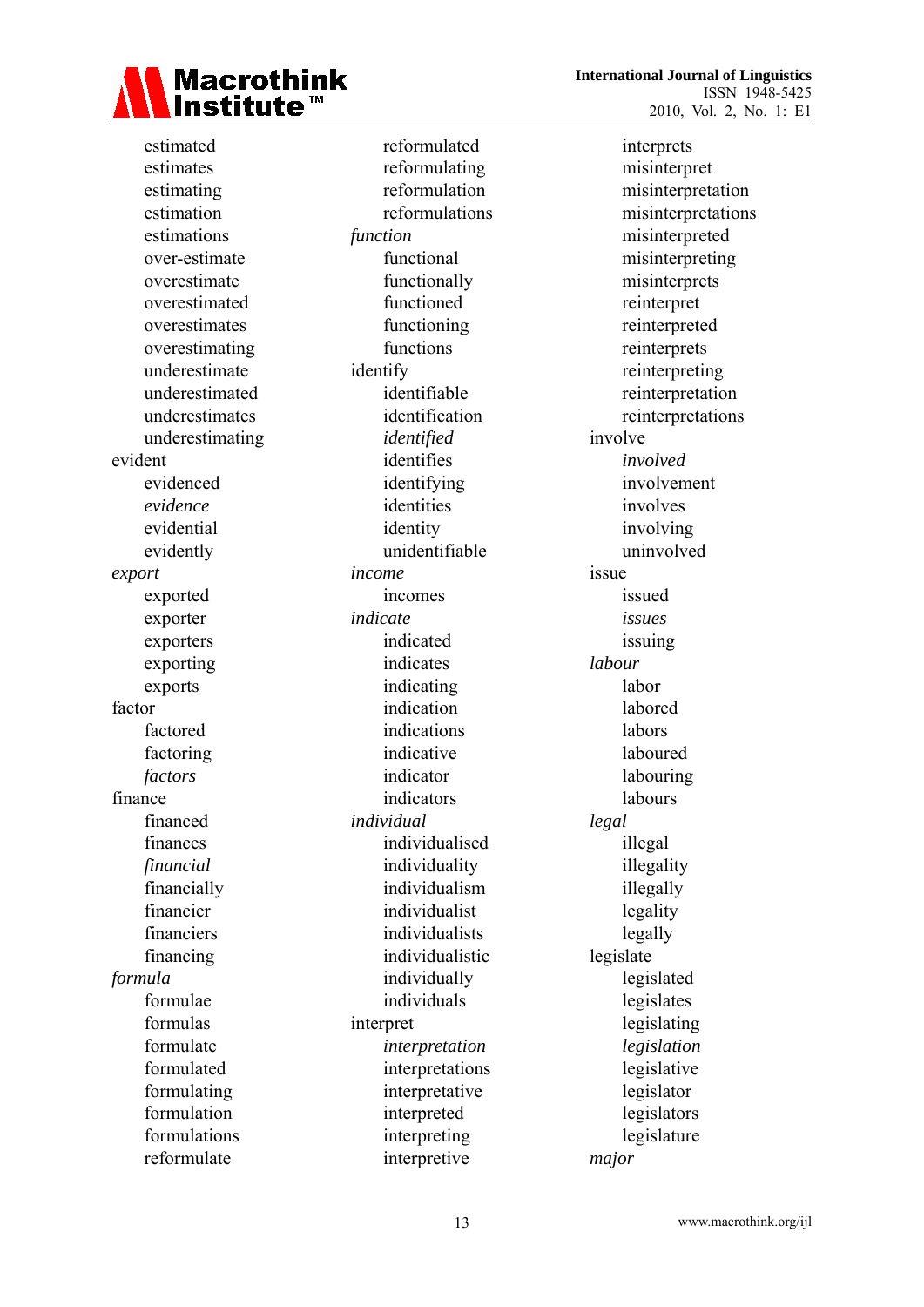estimated
estimates
estimating
estimation
estimations
over-estimate
overestimate
overestimated
overestimates
overestimating
underestimate
underestimated
underestimates
underestimating

evident
- evidenced
- *evidence*
- evidential
- evidently

*export*
- exported
- exporter
- exporters
- exporting
- exports

factor
- factored
- factoring
- *factors*

finance
- financed
- finances
- *financial*
- financially
- financier
- financiers
- financing

*formula*
- formulae
- formulas
- formulate
- formulated
- formulating
- formulation
- formulations
- reformulate
- reformulated
- reformulating
- reformulation
- reformulations

*function*
- functional
- functionally
- functioned
- functioning
- functions

identify
- identifiable
- identification
- *identified*
- identifies
- identifying
- identities
- identity
- unidentifiable

*income*
- incomes

*indicate*
- indicated
- indicates
- indicating
- indication
- indications
- indicative
- indicator
- indicators

*individual*
- individualised
- individuality
- individualism
- individualist
- individualists
- individualistic
- individually
- individuals

interpret
- *interpretation*
- interpretations
- interpretative
- interpreted
- interpreting
- interpretive
- interprets
- misinterpret
- misinterpretation
- misinterpretations
- misinterpreted
- misinterpreting
- misinterprets
- reinterpret
- reinterpreted
- reinterprets
- reinterpreting
- reinterpretation
- reinterpretations

involve
- *involved*
- involvement
- involves
- involving
- uninvolved

issue
- issued
- *issues*
- issuing

*labour*
- labor
- labored
- labors
- laboured
- labouring
- labours

*legal*
- illegal
- illegality
- illegally
- legality
- legally

legislate
- legislated
- legislates
- legislating
- *legislation*
- legislative
- legislator
- legislators
- legislature

*major*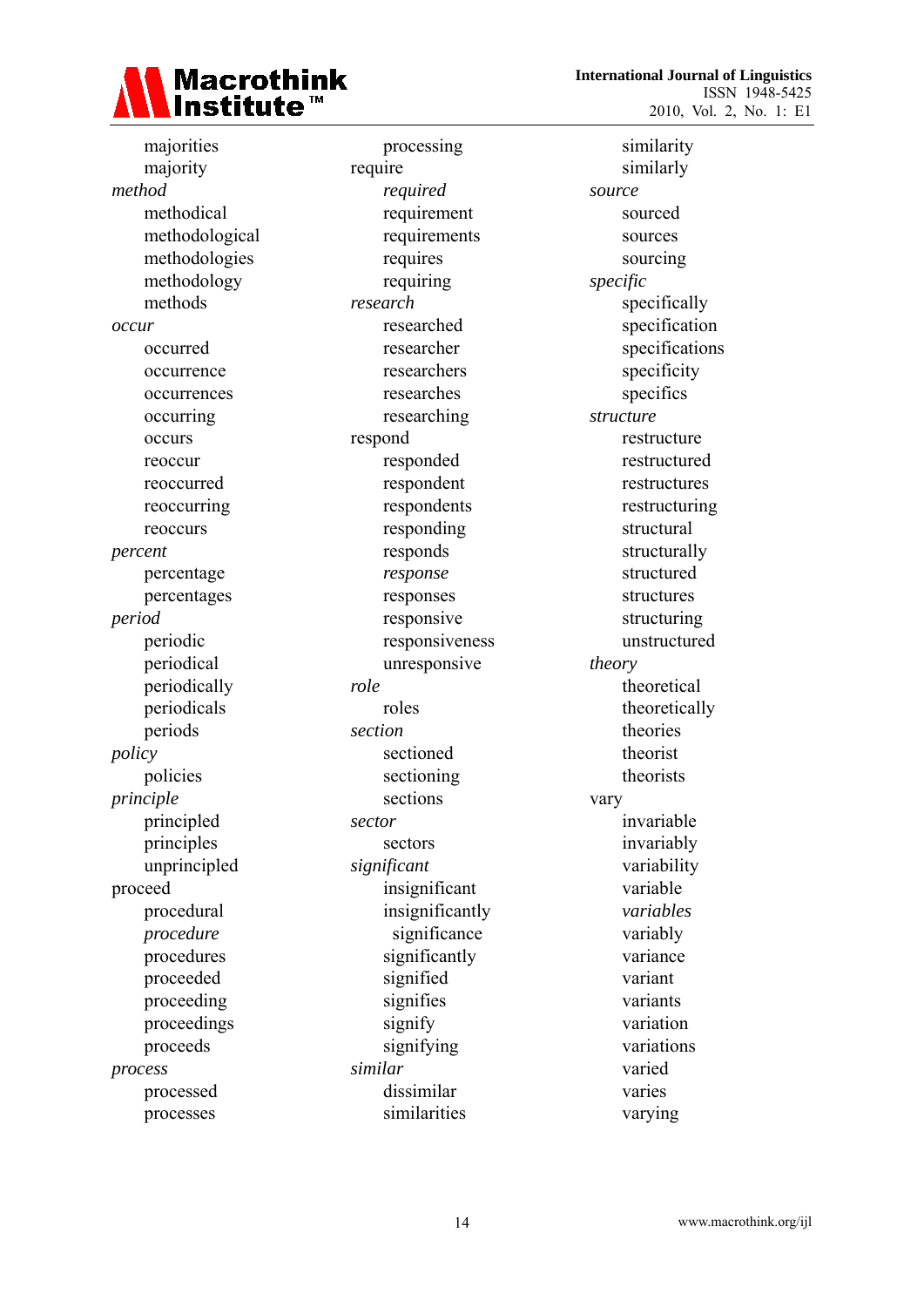majorities
majority

*method*

methodical
methodological
methodologies
methodology
methods

*occur*

occurred
occurrence
occurrences
occurring
occurs
reoccur
reoccurred
reoccurring
reoccurs

*percent*

percentage
percentages

*period*

periodic
periodical
periodically
periodicals
periods

*policy*

policies

*principle*

principled
principles
unprincipled

proceed

procedural
*procedure*
procedures
proceeded
proceeding
proceedings
proceeds

*process*

processed
processes
processing

require

*required*
requirement
requirements
requires
requiring

*research*

researched
researcher
researchers
researches
researching

respond

responded
respondent
respondents
responding
responds
*response*
responses
responsive
responsiveness
unresponsive

*role*

roles

*section*

sectioned
sectioning
sections

*sector*

sectors

*significant*

insignificant
insignificantly
significance
significantly
signified
signifies
signify
signifying

*similar*

dissimilar
similarities
similarity
similarly

*source*

sourced
sources
sourcing

*specific*

specifically
specification
specifications
specificity
specifics

*structure*

restructure
restructured
restructures
restructuring
structural
structurally
structured
structures
structuring
unstructured

*theory*

theoretical
theoretically
theories
theorist
theorists

vary

invariable
invariably
variability
variable
*variables*
variably
variance
variant
variants
variation
variations
varied
varies
varying